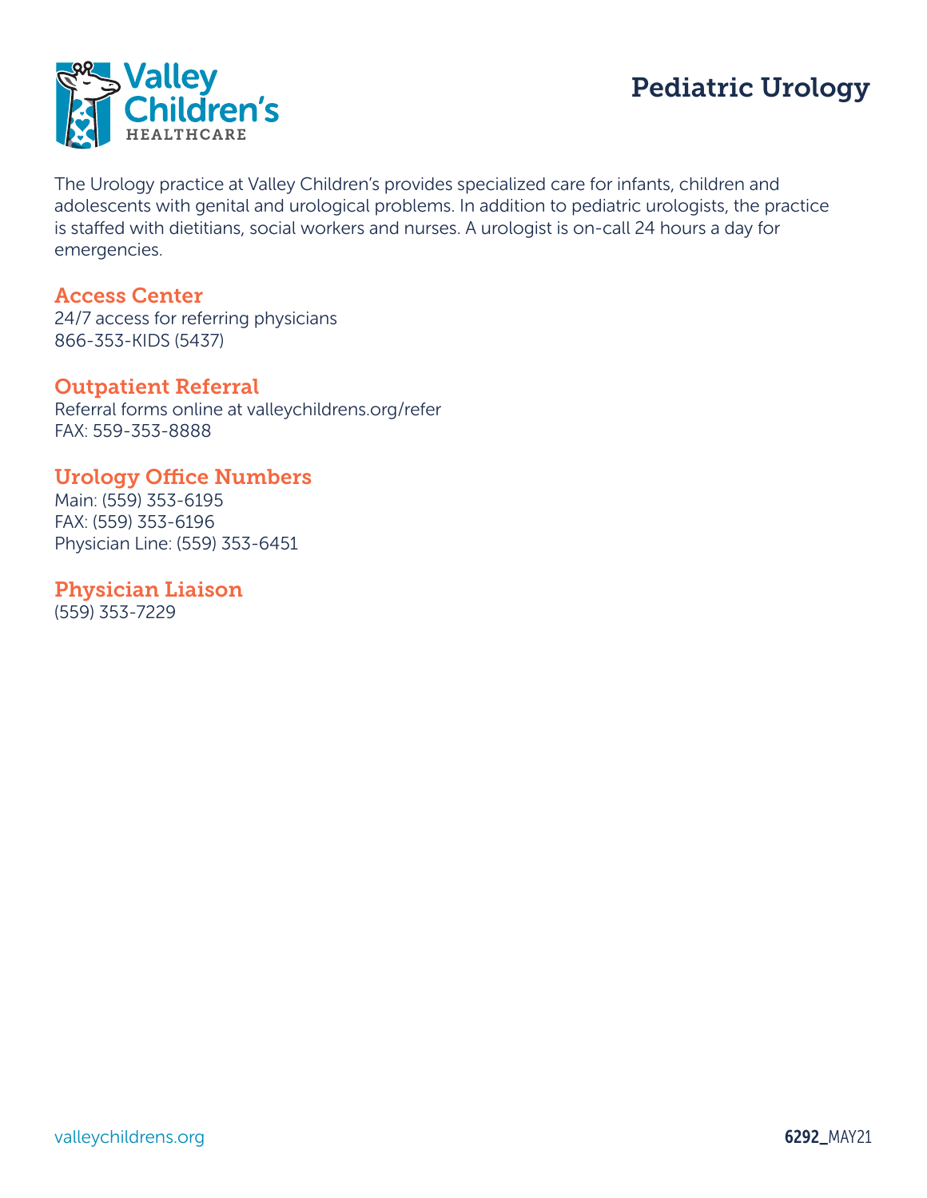Valley Children's HEALTHCARE

# Pediatric Urology

The Urology practice at Valley Children's provides specialized care for infants, children and adolescents with genital and urological problems. In addition to pediatric urologists, the practice is staffed with dietitians, social workers and nurses. A urologist is on-call 24 hours a day for emergencies.

## Access Center

24/7 access for referring physicians
866-353-KIDS (5437)

## Outpatient Referral

Referral forms online at valleychildrens.org/refer
FAX: 559-353-8888

## Urology Office Numbers

Main: (559) 353-6195
FAX: (559) 353-6196
Physician Line: (559) 353-6451

## Physician Liaison

(559) 353-7229

valleychildrens.org

**6292_**MAY21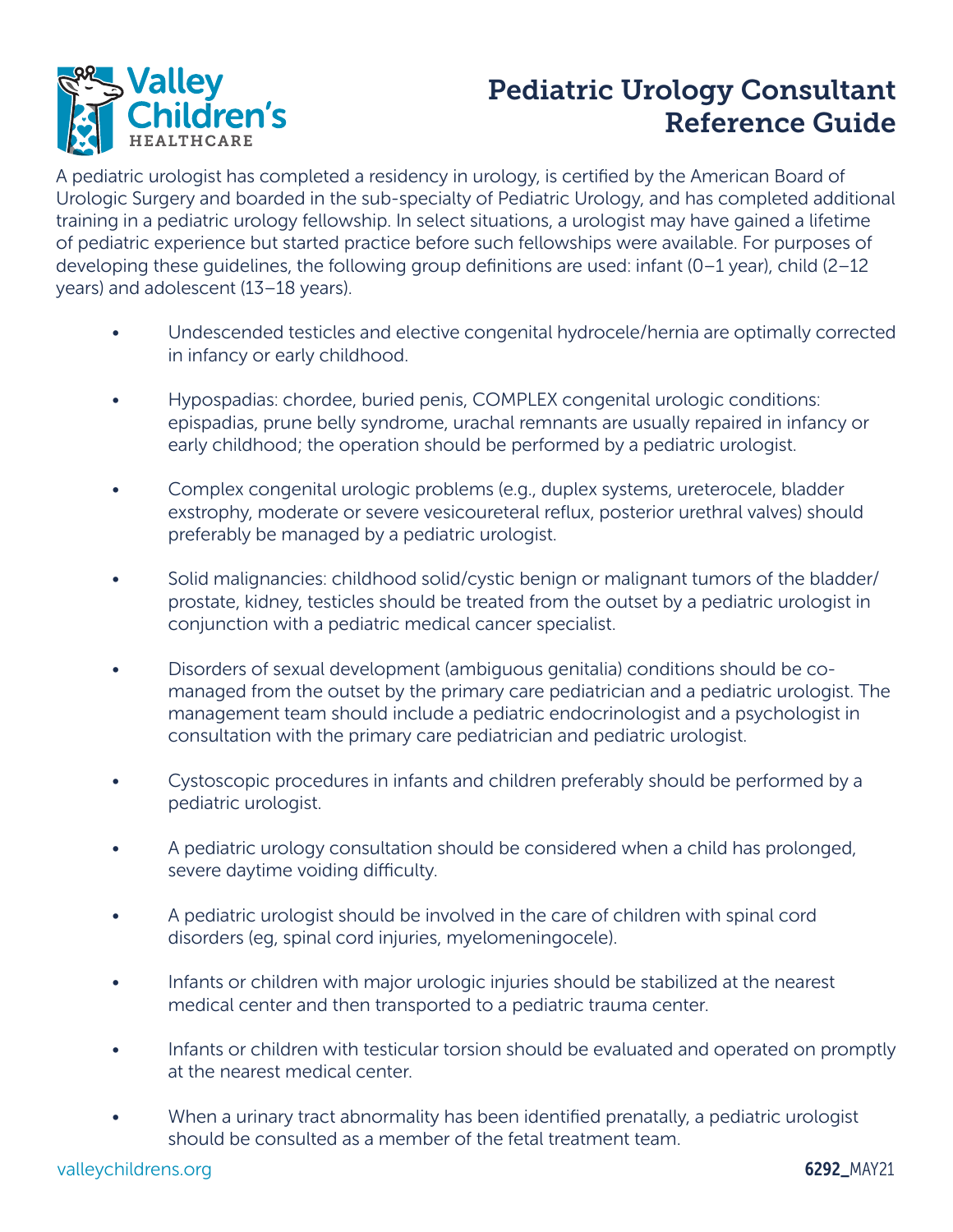# Pediatric Urology Consultant Reference Guide

A pediatric urologist has completed a residency in urology, is certified by the American Board of Urologic Surgery and boarded in the sub-specialty of Pediatric Urology, and has completed additional training in a pediatric urology fellowship. In select situations, a urologist may have gained a lifetime of pediatric experience but started practice before such fellowships were available. For purposes of developing these guidelines, the following group definitions are used: infant (0–1 year), child (2–12 years) and adolescent (13–18 years).

- Undescended testicles and elective congenital hydrocele/hernia are optimally corrected in infancy or early childhood.
- Hypospadias: chordee, buried penis, COMPLEX congenital urologic conditions: epispadias, prune belly syndrome, urachal remnants are usually repaired in infancy or early childhood; the operation should be performed by a pediatric urologist.
- Complex congenital urologic problems (e.g., duplex systems, ureterocele, bladder exstrophy, moderate or severe vesicoureteral reflux, posterior urethral valves) should preferably be managed by a pediatric urologist.
- Solid malignancies: childhood solid/cystic benign or malignant tumors of the bladder/prostate, kidney, testicles should be treated from the outset by a pediatric urologist in conjunction with a pediatric medical cancer specialist.
- Disorders of sexual development (ambiguous genitalia) conditions should be co-managed from the outset by the primary care pediatrician and a pediatric urologist. The management team should include a pediatric endocrinologist and a psychologist in consultation with the primary care pediatrician and pediatric urologist.
- Cystoscopic procedures in infants and children preferably should be performed by a pediatric urologist.
- A pediatric urology consultation should be considered when a child has prolonged, severe daytime voiding difficulty.
- A pediatric urologist should be involved in the care of children with spinal cord disorders (eg, spinal cord injuries, myelomeningocele).
- Infants or children with major urologic injuries should be stabilized at the nearest medical center and then transported to a pediatric trauma center.
- Infants or children with testicular torsion should be evaluated and operated on promptly at the nearest medical center.
- When a urinary tract abnormality has been identified prenatally, a pediatric urologist should be consulted as a member of the fetal treatment team.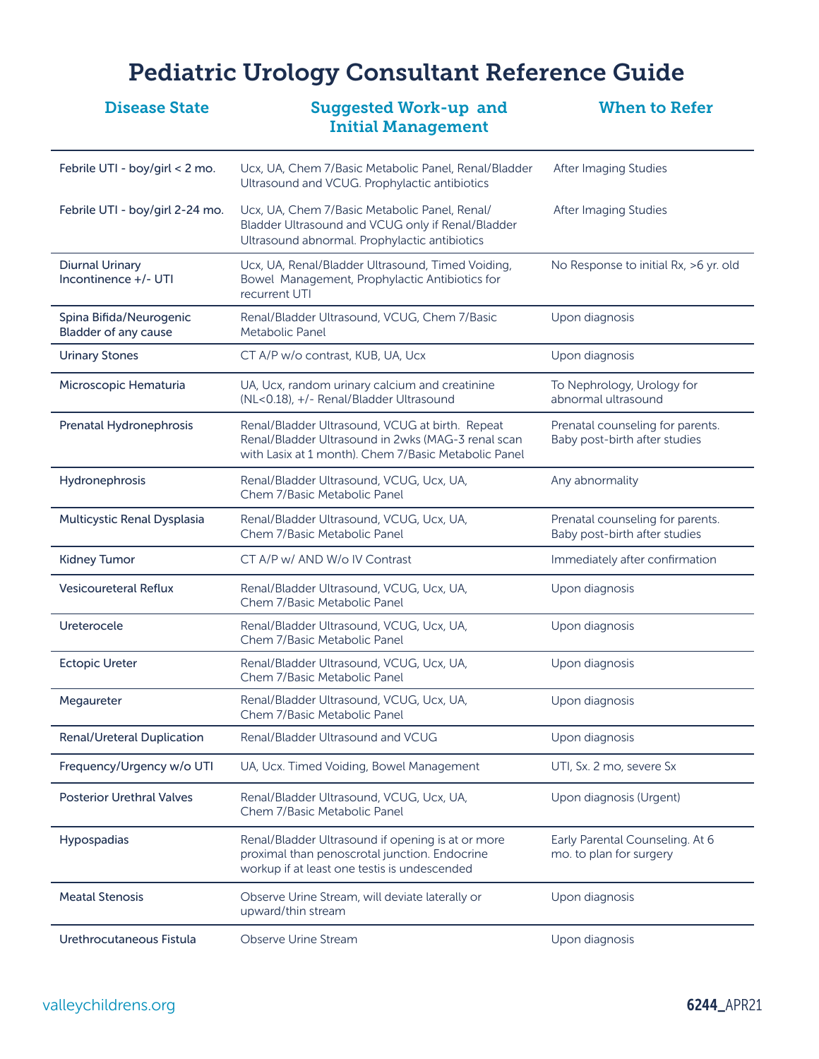# Pediatric Urology Consultant Reference Guide

| Disease State | Suggested Work-up and Initial Management | When to Refer |
|---|---|---|
| Febrile UTI - boy/girl < 2 mo. | Ucx, UA, Chem 7/Basic Metabolic Panel, Renal/Bladder Ultrasound and VCUG. Prophylactic antibiotics | After Imaging Studies |
| Febrile UTI - boy/girl 2-24 mo. | Ucx, UA, Chem 7/Basic Metabolic Panel, Renal/Bladder Ultrasound and VCUG only if Renal/Bladder Ultrasound abnormal. Prophylactic antibiotics | After Imaging Studies |
| Diurnal Urinary Incontinence +/- UTI | Ucx, UA, Renal/Bladder Ultrasound, Timed Voiding, Bowel Management, Prophylactic Antibiotics for recurrent UTI | No Response to initial Rx, >6 yr. old |
| Spina Bifida/Neurogenic Bladder of any cause | Renal/Bladder Ultrasound, VCUG, Chem 7/Basic Metabolic Panel | Upon diagnosis |
| Urinary Stones | CT A/P w/o contrast, KUB, UA, Ucx | Upon diagnosis |
| Microscopic Hematuria | UA, Ucx, random urinary calcium and creatinine (NL<0.18), +/- Renal/Bladder Ultrasound | To Nephrology, Urology for abnormal ultrasound |
| Prenatal Hydronephrosis | Renal/Bladder Ultrasound, VCUG at birth. Repeat Renal/Bladder Ultrasound in 2wks (MAG-3 renal scan with Lasix at 1 month). Chem 7/Basic Metabolic Panel | Prenatal counseling for parents. Baby post-birth after studies |
| Hydronephrosis | Renal/Bladder Ultrasound, VCUG, Ucx, UA, Chem 7/Basic Metabolic Panel | Any abnormality |
| Multicystic Renal Dysplasia | Renal/Bladder Ultrasound, VCUG, Ucx, UA, Chem 7/Basic Metabolic Panel | Prenatal counseling for parents. Baby post-birth after studies |
| Kidney Tumor | CT A/P w/ AND W/o IV Contrast | Immediately after confirmation |
| Vesicoureteral Reflux | Renal/Bladder Ultrasound, VCUG, Ucx, UA, Chem 7/Basic Metabolic Panel | Upon diagnosis |
| Ureterocele | Renal/Bladder Ultrasound, VCUG, Ucx, UA, Chem 7/Basic Metabolic Panel | Upon diagnosis |
| Ectopic Ureter | Renal/Bladder Ultrasound, VCUG, Ucx, UA, Chem 7/Basic Metabolic Panel | Upon diagnosis |
| Megaureter | Renal/Bladder Ultrasound, VCUG, Ucx, UA, Chem 7/Basic Metabolic Panel | Upon diagnosis |
| Renal/Ureteral Duplication | Renal/Bladder Ultrasound and VCUG | Upon diagnosis |
| Frequency/Urgency w/o UTI | UA, Ucx. Timed Voiding, Bowel Management | UTI, Sx. 2 mo, severe Sx |
| Posterior Urethral Valves | Renal/Bladder Ultrasound, VCUG, Ucx, UA, Chem 7/Basic Metabolic Panel | Upon diagnosis (Urgent) |
| Hypospadias | Renal/Bladder Ultrasound if opening is at or more proximal than penoscrotal junction. Endocrine workup if at least one testis is undescended | Early Parental Counseling. At 6 mo. to plan for surgery |
| Meatal Stenosis | Observe Urine Stream, will deviate laterally or upward/thin stream | Upon diagnosis |
| Urethrocutaneous Fistula | Observe Urine Stream | Upon diagnosis |

valleychildrens.org

**6244**_APR21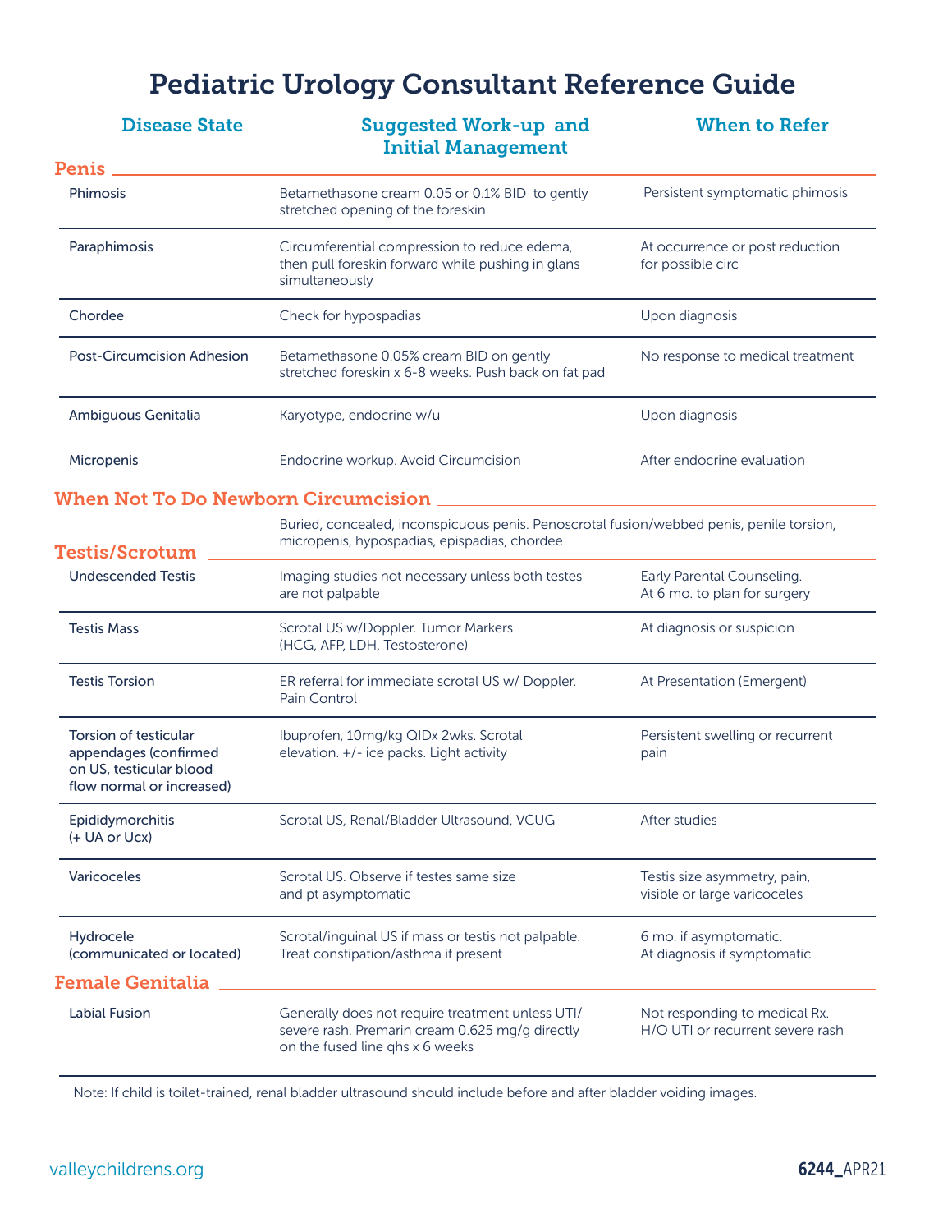# Pediatric Urology Consultant Reference Guide

| Disease State | Suggested Work-up and Initial Management | When to Refer |
|---|---|---|
| **Penis** | | |
| Phimosis | Betamethasone cream 0.05 or 0.1% BID to gently stretched opening of the foreskin | Persistent symptomatic phimosis |
| Paraphimosis | Circumferential compression to reduce edema, then pull foreskin forward while pushing in glans simultaneously | At occurrence or post reduction for possible circ |
| Chordee | Check for hypospadias | Upon diagnosis |
| Post-Circumcision Adhesion | Betamethasone 0.05% cream BID on gently stretched foreskin x 6-8 weeks. Push back on fat pad | No response to medical treatment |
| Ambiguous Genitalia | Karyotype, endocrine w/u | Upon diagnosis |
| Micropenis | Endocrine workup. Avoid Circumcision | After endocrine evaluation |
| **When Not To Do Newborn Circumcision** | Buried, concealed, inconspicuous penis. Penoscrotal fusion/webbed penis, penile torsion, micropenis, hypospadias, epispadias, chordee | |
| **Testis/Scrotum** | | |
| Undescended Testis | Imaging studies not necessary unless both testes are not palpable | Early Parental Counseling. At 6 mo. to plan for surgery |
| Testis Mass | Scrotal US w/Doppler. Tumor Markers (HCG, AFP, LDH, Testosterone) | At diagnosis or suspicion |
| Testis Torsion | ER referral for immediate scrotal US w/ Doppler. Pain Control | At Presentation (Emergent) |
| Torsion of testicular appendages (confirmed on US, testicular blood flow normal or increased) | Ibuprofen, 10mg/kg QIDx 2wks. Scrotal elevation. +/- ice packs. Light activity | Persistent swelling or recurrent pain |
| Epididymorchitis (+ UA or Ucx) | Scrotal US, Renal/Bladder Ultrasound, VCUG | After studies |
| Varicoceles | Scrotal US. Observe if testes same size and pt asymptomatic | Testis size asymmetry, pain, visible or large varicoceles |
| Hydrocele (communicated or located) | Scrotal/inguinal US if mass or testis not palpable. Treat constipation/asthma if present | 6 mo. if asymptomatic. At diagnosis if symptomatic |
| **Female Genitalia** | | |
| Labial Fusion | Generally does not require treatment unless UTI/ severe rash. Premarin cream 0.625 mg/g directly on the fused line qhs x 6 weeks | Not responding to medical Rx. H/O UTI or recurrent severe rash |

Note: If child is toilet-trained, renal bladder ultrasound should include before and after bladder voiding images.

valleychildrens.org

**6244**_APR21